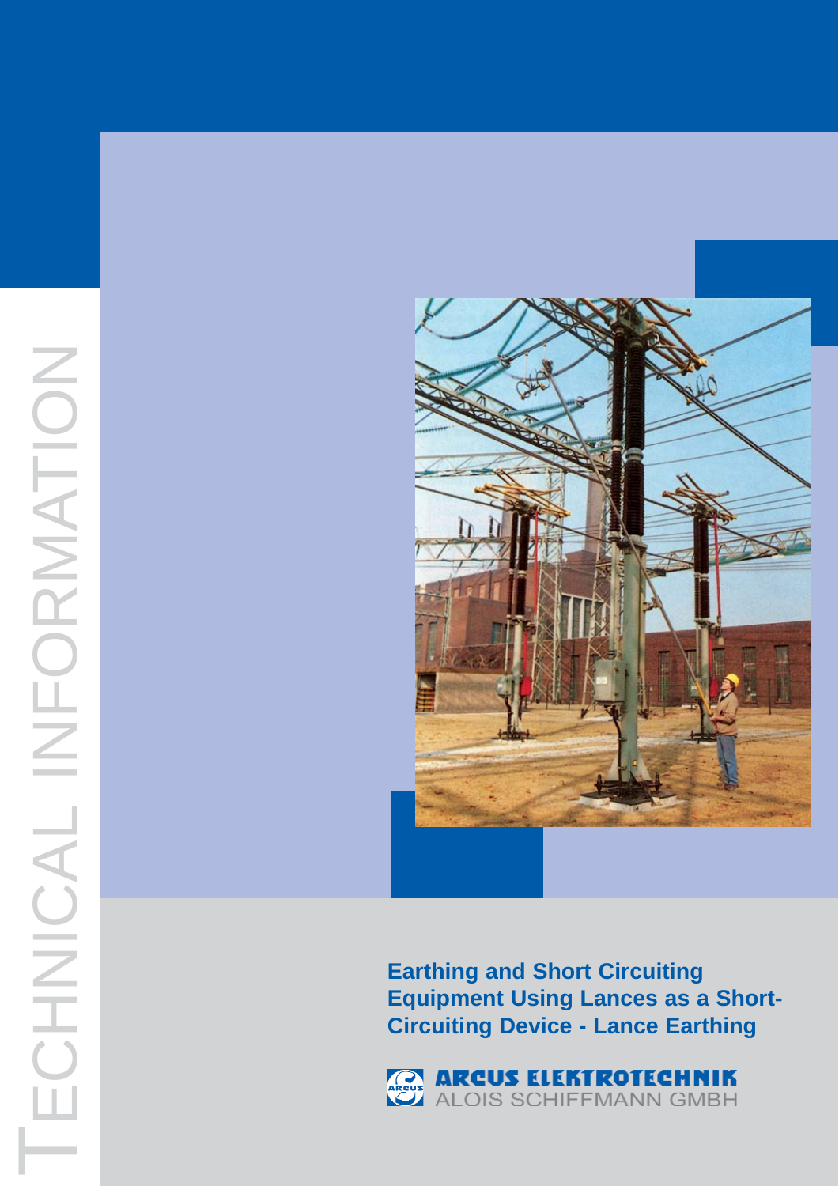TECHNICAL INFORMATION

# Earthing and Short Circuiting Equipment Using Lances as a Short-Circuiting Device - Lance Earthing

ARCUS ELEKTROTECHNIK
ALOIS SCHIFFMANN GMBH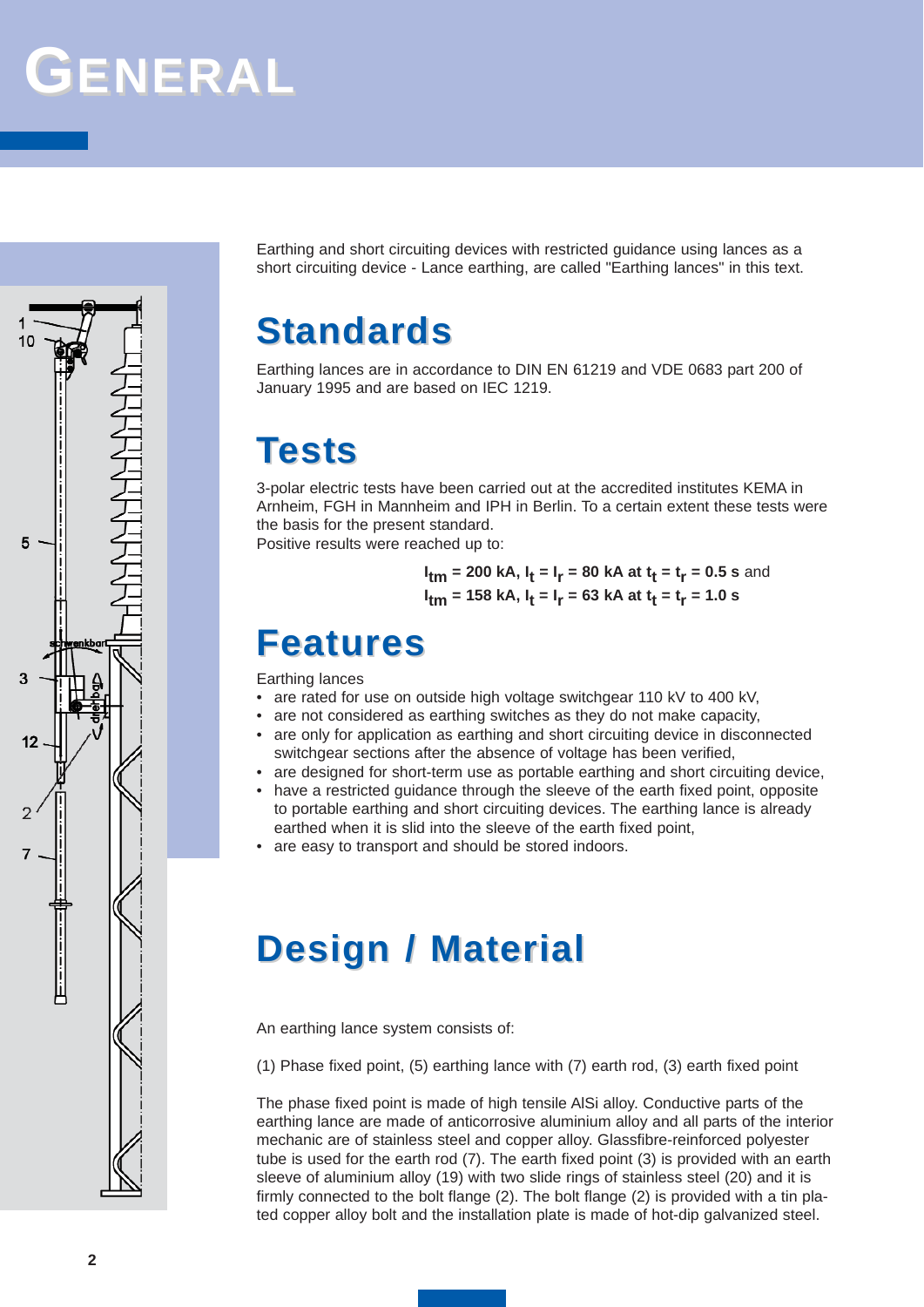// GENERAL

Earthing and short circuiting devices with restricted guidance using lances as a short circuiting device - Lance earthing, are called "Earthing lances" in this text.

## Standards

Earthing lances are in accordance to DIN EN 61219 and VDE 0683 part 200 of January 1995 and are based on IEC 1219.

## Tests

3-polar electric tests have been carried out at the accredited institutes KEMA in Arnheim, FGH in Mannheim and IPH in Berlin. To a certain extent these tests were the basis for the present standard.
Positive results were reached up to:

$I_{tm}$ = **200 kA**, $I_t = I_r$ = **80 kA** at $t_t = t_r$ = **0.5 s** and
$I_{tm}$ = **158 kA**, $I_t = I_r$ = **63 kA** at $t_t = t_r$ = **1.0 s**

## Features

Earthing lances

- are rated for use on outside high voltage switchgear 110 kV to 400 kV,
- are not considered as earthing switches as they do not make capacity,
- are only for application as earthing and short circuiting device in disconnected switchgear sections after the absence of voltage has been verified,
- are designed for short-term use as portable earthing and short circuiting device,
- have a restricted guidance through the sleeve of the earth fixed point, opposite to portable earthing and short circuiting devices. The earthing lance is already earthed when it is slid into the sleeve of the earth fixed point,
- are easy to transport and should be stored indoors.

## Design / Material

An earthing lance system consists of:

(1) Phase fixed point, (5) earthing lance with (7) earth rod, (3) earth fixed point

The phase fixed point is made of high tensile AlSi alloy. Conductive parts of the earthing lance are made of anticorrosive aluminium alloy and all parts of the interior mechanic are of stainless steel and copper alloy. Glassfibre-reinforced polyester tube is used for the earth rod (7). The earth fixed point (3) is provided with an earth sleeve of aluminium alloy (19) with two slide rings of stainless steel (20) and it is firmly connected to the bolt flange (2). The bolt flange (2) is provided with a tin plated copper alloy bolt and the installation plate is made of hot-dip galvanized steel.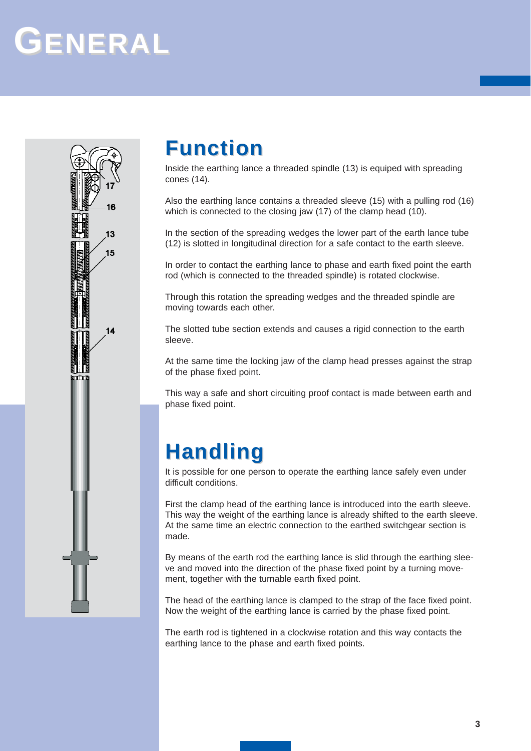# GENERAL

## Function

Inside the earthing lance a threaded spindle (13) is equiped with spreading cones (14).

Also the earthing lance contains a threaded sleeve (15) with a pulling rod (16) which is connected to the closing jaw (17) of the clamp head (10).

In the section of the spreading wedges the lower part of the earth lance tube (12) is slotted in longitudinal direction for a safe contact to the earth sleeve.

In order to contact the earthing lance to phase and earth fixed point the earth rod (which is connected to the threaded spindle) is rotated clockwise.

Through this rotation the spreading wedges and the threaded spindle are moving towards each other.

The slotted tube section extends and causes a rigid connection to the earth sleeve.

At the same time the locking jaw of the clamp head presses against the strap of the phase fixed point.

This way a safe and short circuiting proof contact is made between earth and phase fixed point.

## Handling

It is possible for one person to operate the earthing lance safely even under difficult conditions.

First the clamp head of the earthing lance is introduced into the earth sleeve. This way the weight of the earthing lance is already shifted to the earth sleeve. At the same time an electric connection to the earthed switchgear section is made.

By means of the earth rod the earthing lance is slid through the earthing sleeve and moved into the direction of the phase fixed point by a turning movement, together with the turnable earth fixed point.

The head of the earthing lance is clamped to the strap of the face fixed point. Now the weight of the earthing lance is carried by the phase fixed point.

The earth rod is tightened in a clockwise rotation and this way contacts the earthing lance to the phase and earth fixed points.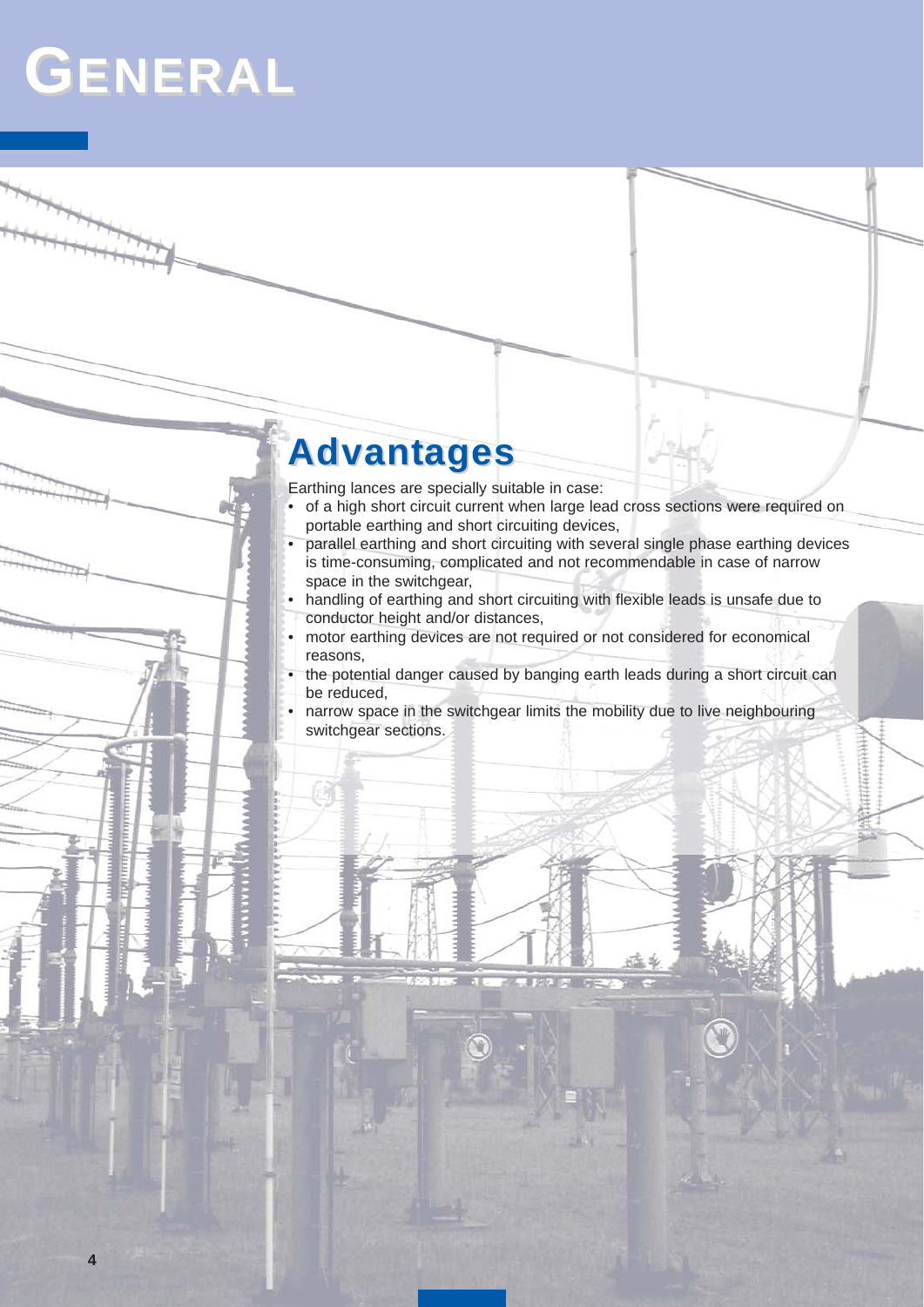# GENERAL

## Advantages

Earthing lances are specially suitable in case:

- of a high short circuit current when large lead cross sections were required on portable earthing and short circuiting devices,
- parallel earthing and short circuiting with several single phase earthing devices is time-consuming, complicated and not recommendable in case of narrow space in the switchgear,
- handling of earthing and short circuiting with flexible leads is unsafe due to conductor height and/or distances,
- motor earthing devices are not required or not considered for economical reasons,
- the potential danger caused by banging earth leads during a short circuit can be reduced,
- narrow space in the switchgear limits the mobility due to live neighbouring switchgear sections.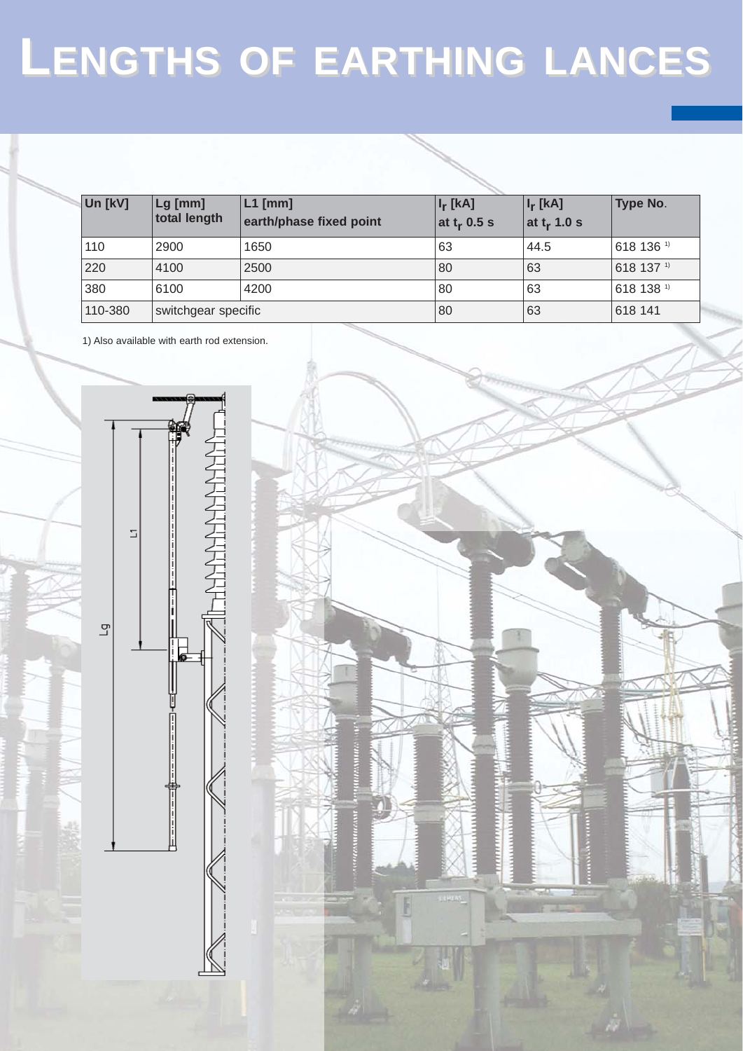# LENGTHS OF EARTHING LANCES

| Un [kV] | Lg [mm] total length | L1 [mm] earth/phase fixed point | $I_r$ [kA] at $t_r$ 0.5 s | $I_r$ [kA] at $t_r$ 1.0 s | Type No. |
|---|---|---|---|---|---|
| 110 | 2900 | 1650 | 63 | 44.5 | 618 136 [1] |
| 220 | 4100 | 2500 | 80 | 63 | 618 137 [1] |
| 380 | 6100 | 4200 | 80 | 63 | 618 138 [1] |
| 110-380 | switchgear specific | | 80 | 63 | 618 141 |

1) Also available with earth rod extension.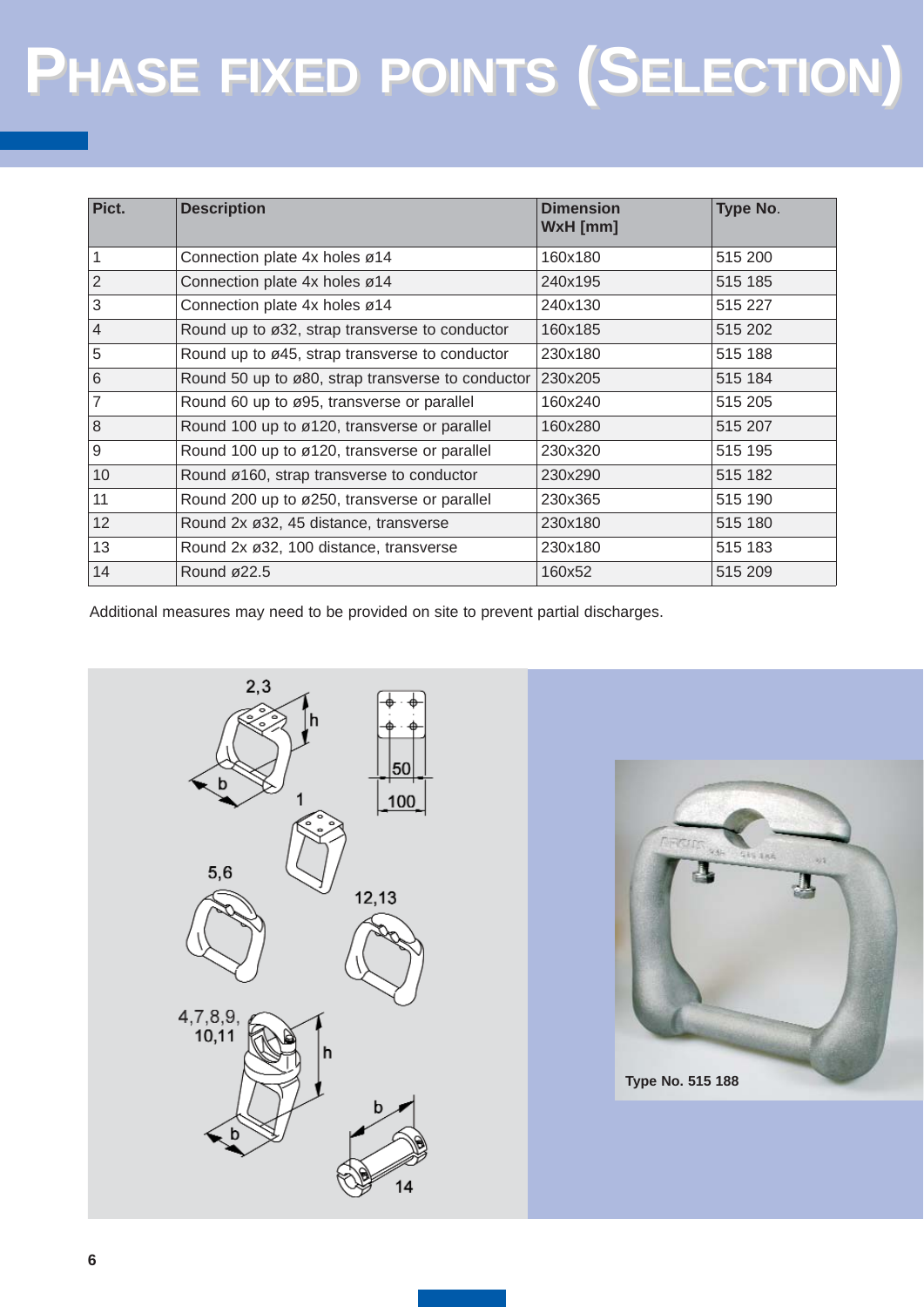# Phase fixed points (Selection)

| Pict. | Description | Dimension WxH [mm] | Type No. |
|---|---|---|---|
| 1 | Connection plate 4x holes ø14 | 160x180 | 515 200 |
| 2 | Connection plate 4x holes ø14 | 240x195 | 515 185 |
| 3 | Connection plate 4x holes ø14 | 240x130 | 515 227 |
| 4 | Round up to ø32, strap transverse to conductor | 160x185 | 515 202 |
| 5 | Round up to ø45, strap transverse to conductor | 230x180 | 515 188 |
| 6 | Round 50 up to ø80, strap transverse to conductor | 230x205 | 515 184 |
| 7 | Round 60 up to ø95, transverse or parallel | 160x240 | 515 205 |
| 8 | Round 100 up to ø120, transverse or parallel | 160x280 | 515 207 |
| 9 | Round 100 up to ø120, transverse or parallel | 230x320 | 515 195 |
| 10 | Round ø160, strap transverse to conductor | 230x290 | 515 182 |
| 11 | Round 200 up to ø250, transverse or parallel | 230x365 | 515 190 |
| 12 | Round 2x ø32, 45 distance, transverse | 230x180 | 515 180 |
| 13 | Round 2x ø32, 100 distance, transverse | 230x180 | 515 183 |
| 14 | Round ø22.5 | 160x52 | 515 209 |

Additional measures may need to be provided on site to prevent partial discharges.

Type No. 515 188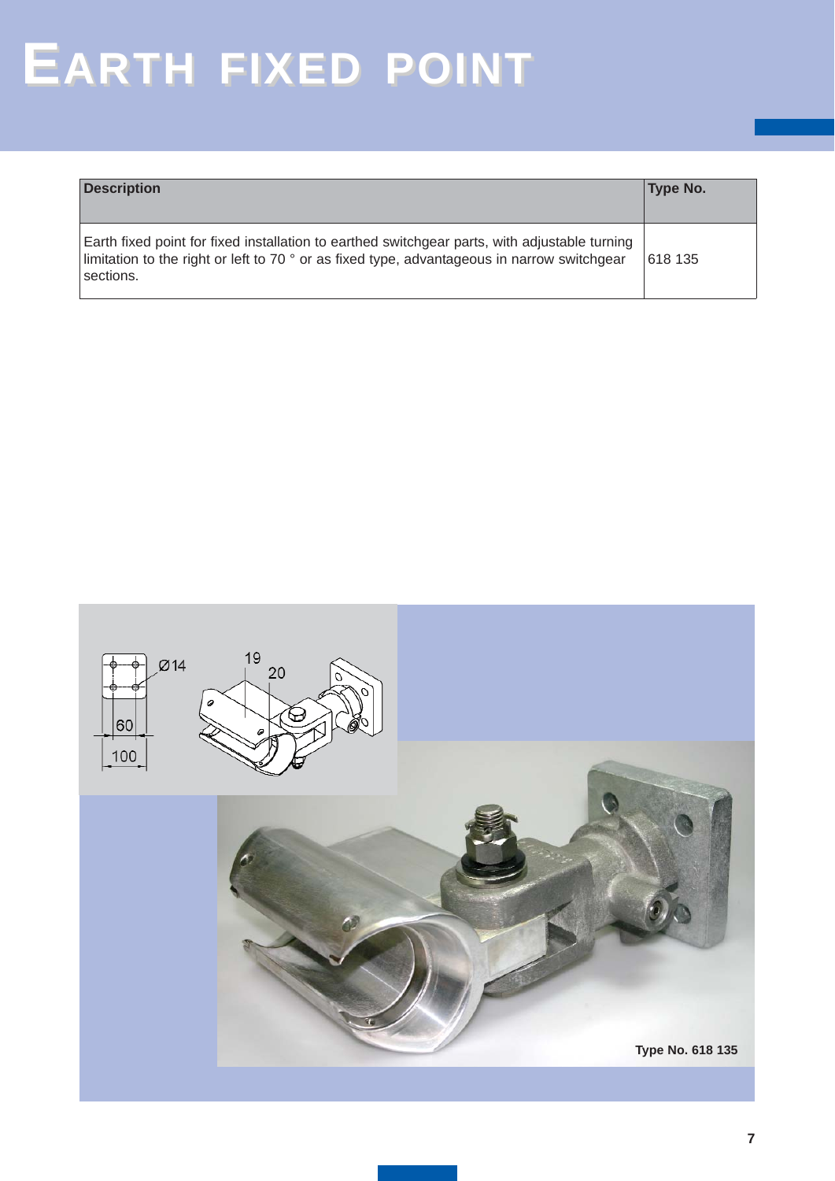# EARTH FIXED POINT

| Description | Type No. |
|---|---|
| Earth fixed point for fixed installation to earthed switchgear parts, with adjustable turning limitation to the right or left to 70 ° or as fixed type, advantageous in narrow switchgear sections. | 618 135 |

Type No. 618 135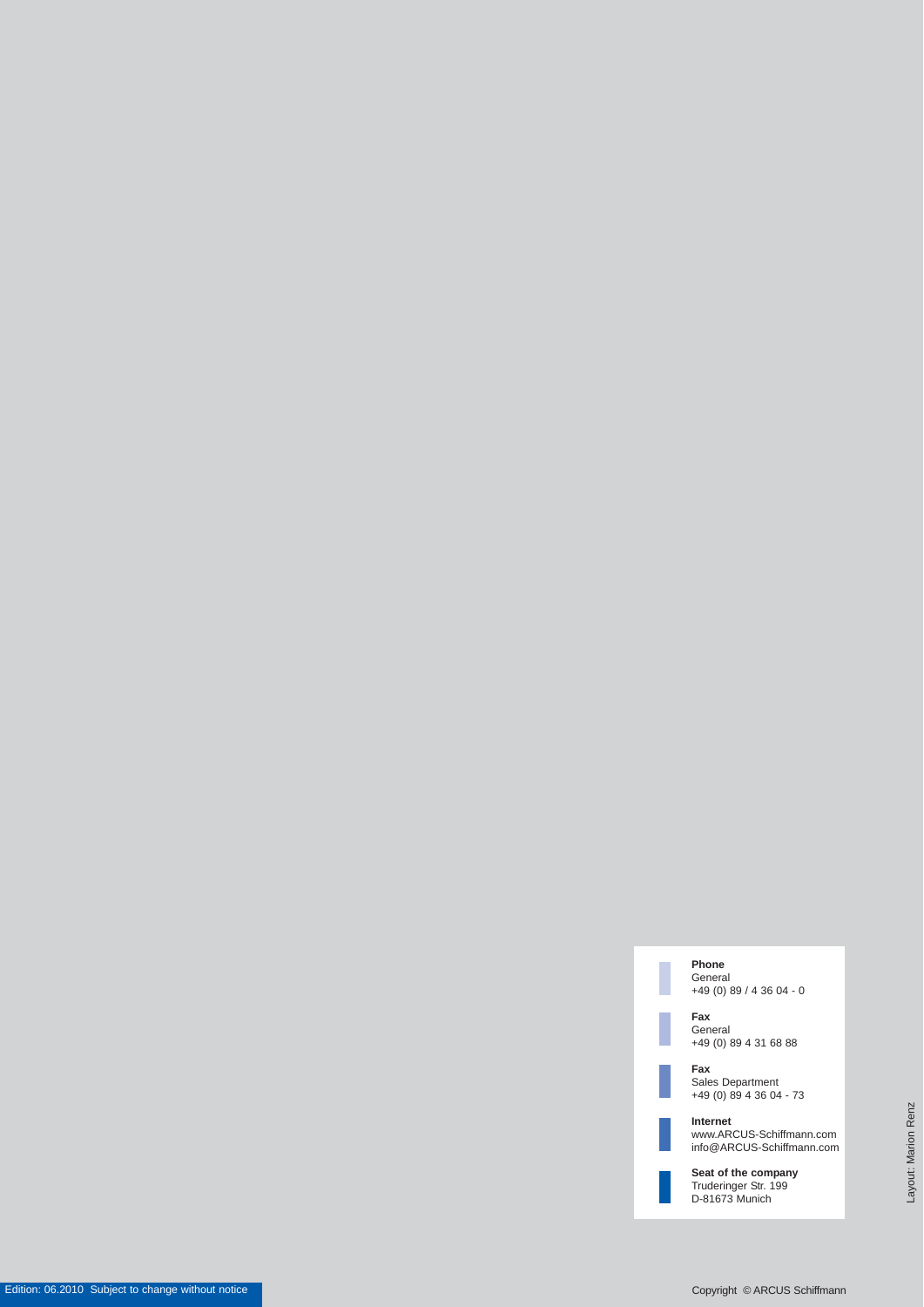**Phone**
General
+49 (0) 89 / 4 36 04 - 0

**Fax**
General
+49 (0) 89 4 31 68 88

**Fax**
Sales Department
+49 (0) 89 4 36 04 - 73

**Internet**
www.ARCUS-Schiffmann.com
info@ARCUS-Schiffmann.com

**Seat of the company**
Truderinger Str. 199
D-81673 Munich

Layout: Marion Renz

Edition: 06.2010 Subject to change without notice

Copyright © ARCUS Schiffmann